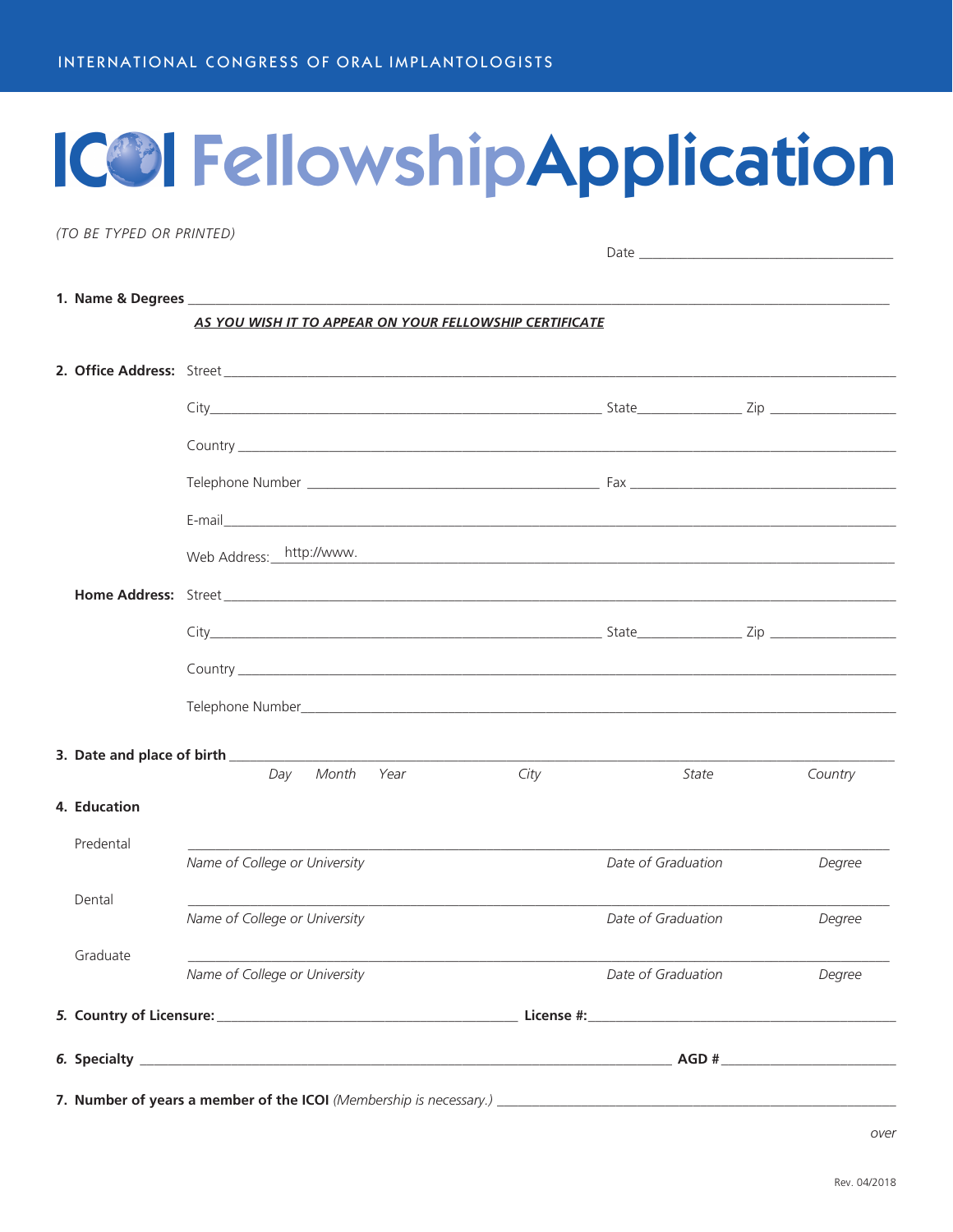INTERNATIONAL CONGRESS OF ORAL IMPLANTOLOGISTS

# ICOI Fellowship Application

*(TO BE TYPED OR PRINTED)*

Date ___________________________

**1. Name & Degrees** ___________________________________________

***AS YOU WISH IT TO APPEAR ON YOUR FELLOWSHIP CERTIFICATE***

**2. Office Address:** Street ___________________________________________

City___________________________ State_____________ Zip _______________

Country ___________________________________________

Telephone Number ___________________________ Fax ___________________________

E-mail___________________________________________

Web Address: http://www. ___________________________________________

**Home Address:** Street ___________________________________________

City___________________________ State_____________ Zip _______________

Country ___________________________________________

Telephone Number___________________________________________

**3. Date and place of birth** ___________________________________________

*Day Month Year City State Country*

**4. Education**

Predental ___________________________________________

*Name of College or University Date of Graduation Degree*

Dental ___________________________________________

*Name of College or University Date of Graduation Degree*

Graduate ___________________________________________

*Name of College or University Date of Graduation Degree*

***5.*** **Country of Licensure:** ___________________________ **License #:**___________________________

***6.*** **Specialty** ___________________________________________ **AGD #**___________________

**7. Number of years a member of the ICOI** *(Membership is necessary.)* ___________________________

*over*

Rev. 04/2018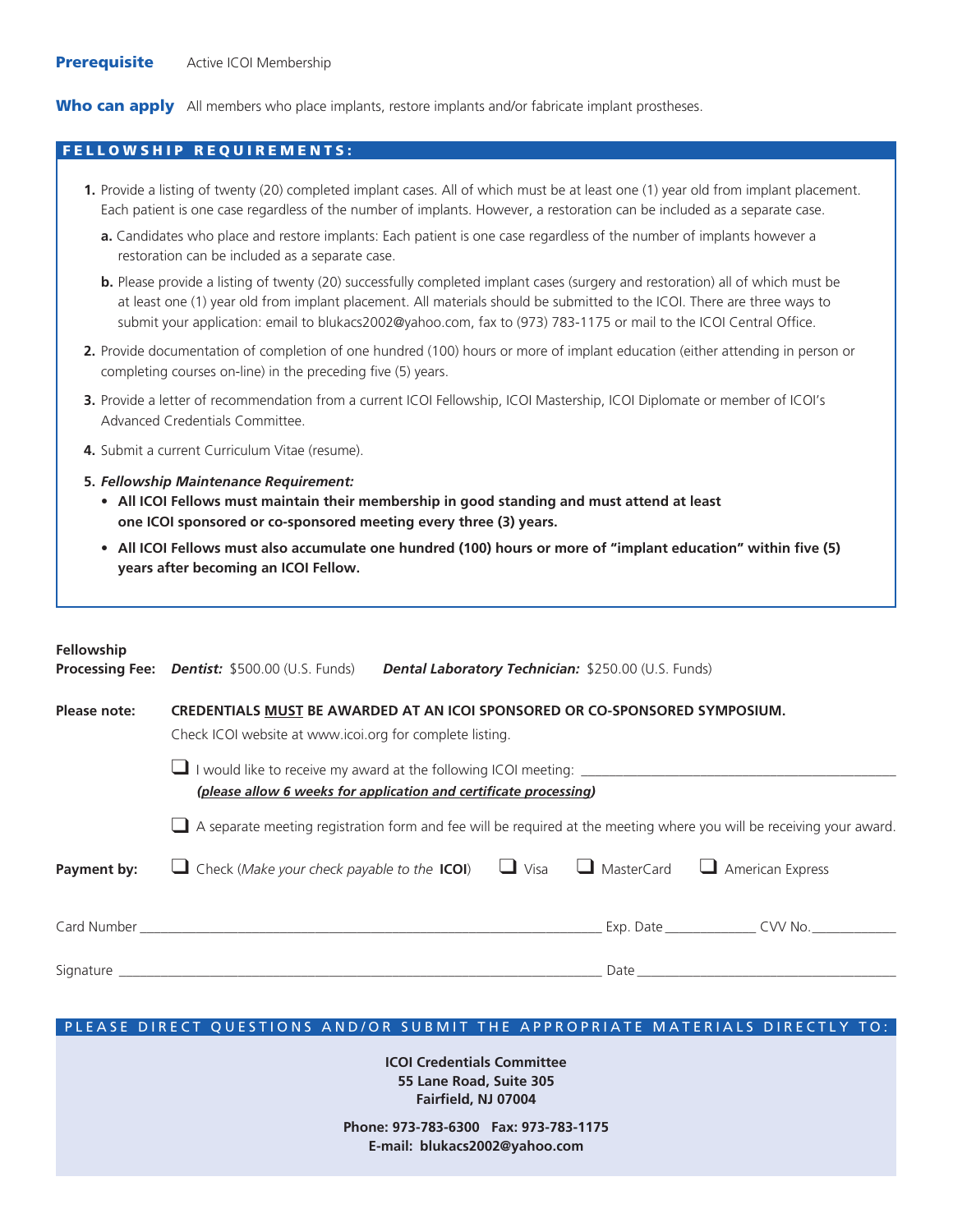**Prerequisite** Active ICOI Membership

**Who can apply** All members who place implants, restore implants and/or fabricate implant prostheses.

## FELLOWSHIP REQUIREMENTS:

1. Provide a listing of twenty (20) completed implant cases. All of which must be at least one (1) year old from implant placement. Each patient is one case regardless of the number of implants. However, a restoration can be included as a separate case.
   - **a.** Candidates who place and restore implants: Each patient is one case regardless of the number of implants however a restoration can be included as a separate case.
   - **b.** Please provide a listing of twenty (20) successfully completed implant cases (surgery and restoration) all of which must be at least one (1) year old from implant placement. All materials should be submitted to the ICOI. There are three ways to submit your application: email to blukacs2002@yahoo.com, fax to (973) 783-1175 or mail to the ICOI Central Office.
2. Provide documentation of completion of one hundred (100) hours or more of implant education (either attending in person or completing courses on-line) in the preceding five (5) years.
3. Provide a letter of recommendation from a current ICOI Fellowship, ICOI Mastership, ICOI Diplomate or member of ICOI's Advanced Credentials Committee.
4. Submit a current Curriculum Vitae (resume).
5. ***Fellowship Maintenance Requirement:***
   - **All ICOI Fellows must maintain their membership in good standing and must attend at least one ICOI sponsored or co-sponsored meeting every three (3) years.**
   - **All ICOI Fellows must also accumulate one hundred (100) hours or more of "implant education" within five (5) years after becoming an ICOI Fellow.**

**Fellowship Processing Fee:** ***Dentist:*** $500.00 (U.S. Funds) ***Dental Laboratory Technician:*** $250.00 (U.S. Funds)

**Please note:** **CREDENTIALS MUST BE AWARDED AT AN ICOI SPONSORED OR CO-SPONSORED SYMPOSIUM.**
Check ICOI website at www.icoi.org for complete listing.

❑ I would like to receive my award at the following ICOI meeting: ______________________________
***(please allow 6 weeks for application and certificate processing)***

❑ A separate meeting registration form and fee will be required at the meeting where you will be receiving your award.

**Payment by:** ❑ Check (*Make your check payable to the* **ICOI**) ❑ Visa ❑ MasterCard ❑ American Express

Card Number ______________________________ Exp. Date ____________ CVV No.____________

Signature ______________________________ Date ______________________________

## PLEASE DIRECT QUESTIONS AND/OR SUBMIT THE APPROPRIATE MATERIALS DIRECTLY TO:

**ICOI Credentials Committee**
**55 Lane Road, Suite 305**
**Fairfield, NJ 07004**

**Phone: 973-783-6300 Fax: 973-783-1175**
**E-mail: blukacs2002@yahoo.com**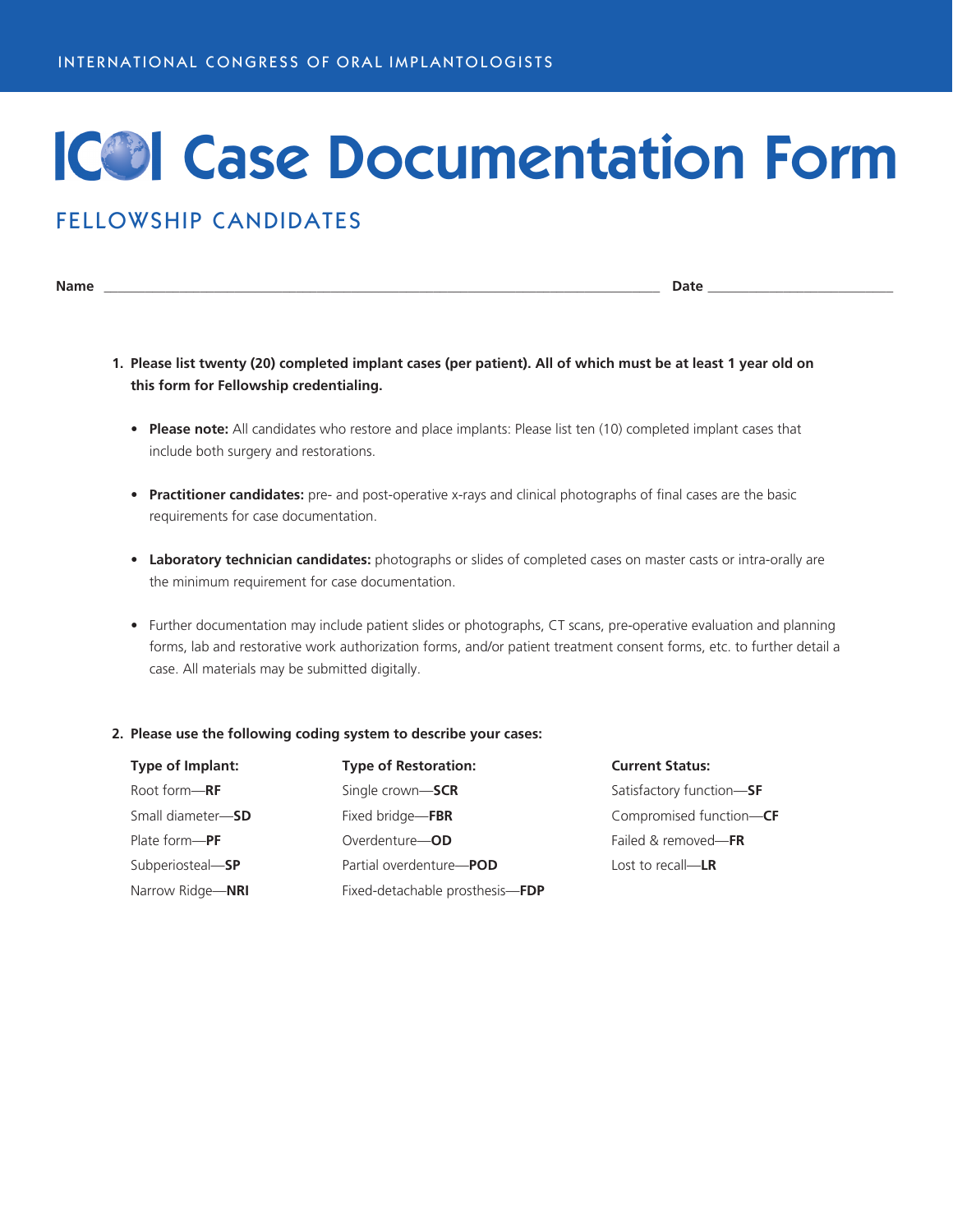INTERNATIONAL CONGRESS OF ORAL IMPLANTOLOGISTS

# ICOI Case Documentation Form

## FELLOWSHIP CANDIDATES

**Name** ______________________________ **Date** ______________

1. **Please list twenty (20) completed implant cases (per patient). All of which must be at least 1 year old on this form for Fellowship credentialing.**

   - **Please note:** All candidates who restore and place implants: Please list ten (10) completed implant cases that include both surgery and restorations.
   - **Practitioner candidates:** pre- and post-operative x-rays and clinical photographs of final cases are the basic requirements for case documentation.
   - **Laboratory technician candidates:** photographs or slides of completed cases on master casts or intra-orally are the minimum requirement for case documentation.
   - Further documentation may include patient slides or photographs, CT scans, pre-operative evaluation and planning forms, lab and restorative work authorization forms, and/or patient treatment consent forms, etc. to further detail a case. All materials may be submitted digitally.

2. **Please use the following coding system to describe your cases:**

| **Type of Implant:** | **Type of Restoration:** | **Current Status:** |
|---|---|---|
| Root form—**RF** | Single crown—**SCR** | Satisfactory function—**SF** |
| Small diameter—**SD** | Fixed bridge—**FBR** | Compromised function—**CF** |
| Plate form—**PF** | Overdenture—**OD** | Failed & removed—**FR** |
| Subperiosteal—**SP** | Partial overdenture—**POD** | Lost to recall—**LR** |
| Narrow Ridge—**NRI** | Fixed-detachable prosthesis—**FDP** | |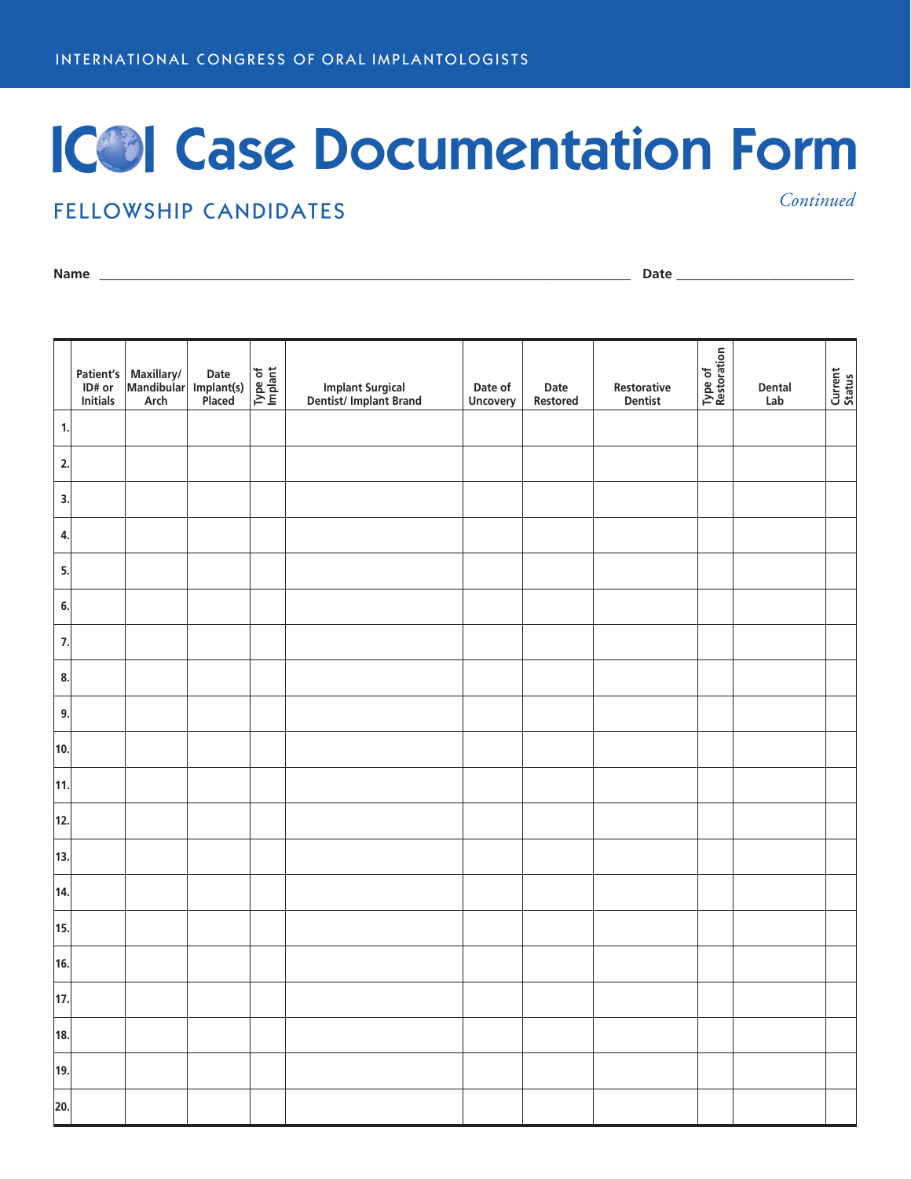INTERNATIONAL CONGRESS OF ORAL IMPLANTOLOGISTS

# ICOI Case Documentation Form

## FELLOWSHIP CANDIDATES

*Continued*

**Name** ______________________________ **Date** ______________

| | Patient's ID# or Initials | Maxillary/ Mandibular Arch | Date Implant(s) Placed | Type of Implant | Implant Surgical Dentist/ Implant Brand | Date of Uncovery | Date Restored | Restorative Dentist | Type of Restoration | Dental Lab | Current Status |
|---|---|---|---|---|---|---|---|---|---|---|---|
| 1. | | | | | | | | | | | |
| 2. | | | | | | | | | | | |
| 3. | | | | | | | | | | | |
| 4. | | | | | | | | | | | |
| 5. | | | | | | | | | | | |
| 6. | | | | | | | | | | | |
| 7. | | | | | | | | | | | |
| 8. | | | | | | | | | | | |
| 9. | | | | | | | | | | | |
| 10. | | | | | | | | | | | |
| 11. | | | | | | | | | | | |
| 12. | | | | | | | | | | | |
| 13. | | | | | | | | | | | |
| 14. | | | | | | | | | | | |
| 15. | | | | | | | | | | | |
| 16. | | | | | | | | | | | |
| 17. | | | | | | | | | | | |
| 18. | | | | | | | | | | | |
| 19. | | | | | | | | | | | |
| 20. | | | | | | | | | | | |